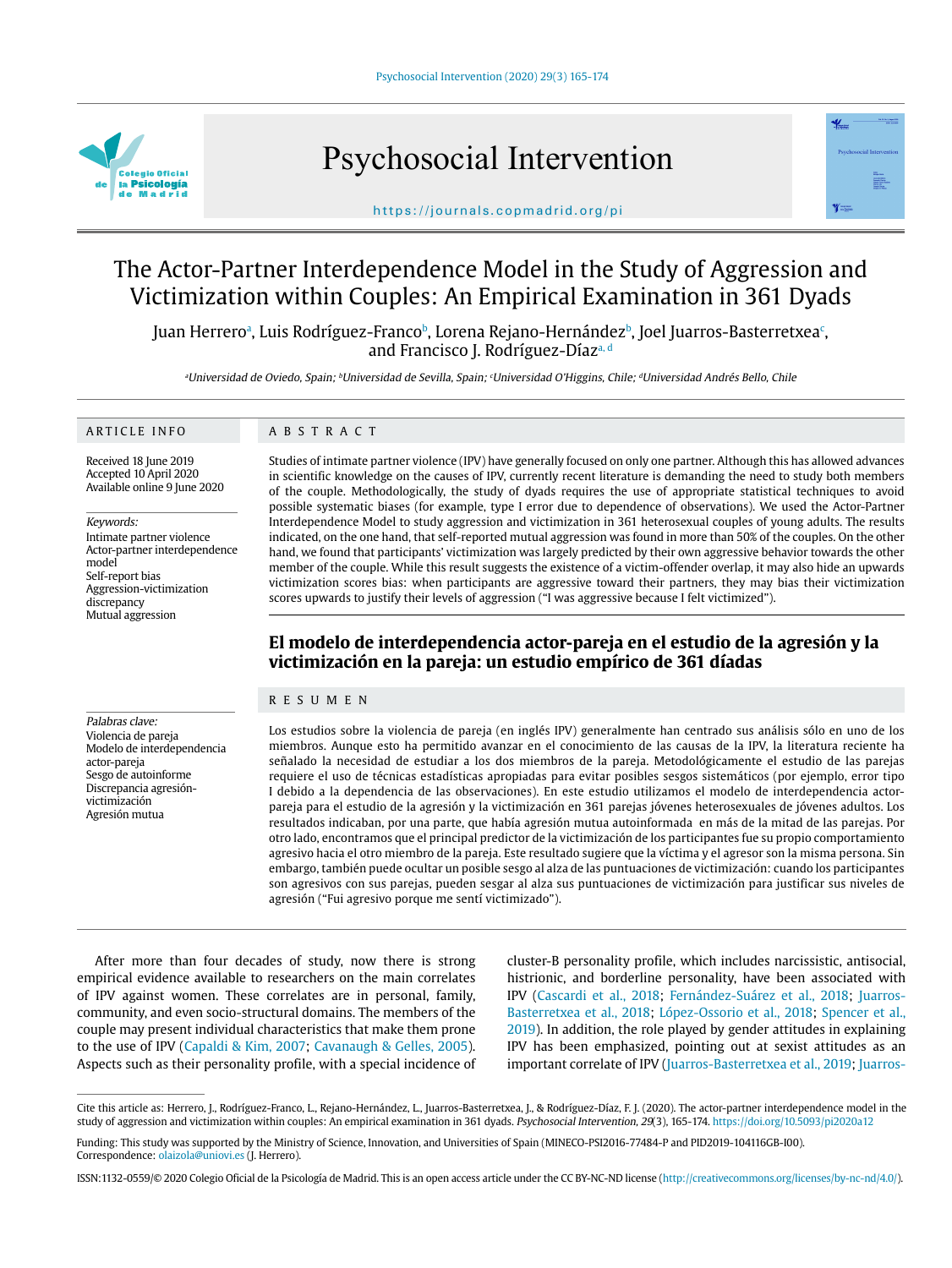# The Actor-Partner Interdependence Model in the Study of Aggression and Victimization within Couples: An Empirical Examination in 361 Dyads

Juan Herrero[a], Luis Rodríguez-Franco[b], Lorena Rejano-Hernández[b], Joel Juarros-Basterretxea[c], and Francisco J. Rodríguez-Díaz[a, d]

[a]Universidad de Oviedo, Spain; [b]Universidad de Sevilla, Spain; [c]Universidad O'Higgins, Chile; [d]Universidad Andrés Bello, Chile

## ARTICLE INFO

Received 18 June 2019
Accepted 10 April 2020
Available online 9 June 2020

*Keywords:*
Intimate partner violence
Actor-partner interdependence model
Self-report bias
Aggression-victimization discrepancy
Mutual aggression

## ABSTRACT

Studies of intimate partner violence (IPV) have generally focused on only one partner. Although this has allowed advances in scientific knowledge on the causes of IPV, currently recent literature is demanding the need to study both members of the couple. Methodologically, the study of dyads requires the use of appropriate statistical techniques to avoid possible systematic biases (for example, type I error due to dependence of observations). We used the Actor-Partner Interdependence Model to study aggression and victimization in 361 heterosexual couples of young adults. The results indicated, on the one hand, that self-reported mutual aggression was found in more than 50% of the couples. On the other hand, we found that participants' victimization was largely predicted by their own aggressive behavior towards the other member of the couple. While this result suggests the existence of a victim-offender overlap, it may also hide an upwards victimization scores bias: when participants are aggressive toward their partners, they may bias their victimization scores upwards to justify their levels of aggression ("I was aggressive because I felt victimized").

## El modelo de interdependencia actor-pareja en el estudio de la agresión y la victimización en la pareja: un estudio empírico de 361 díadas

*Palabras clave:*
Violencia de pareja
Modelo de interdependencia actor-pareja
Sesgo de autoinforme
Discrepancia agresión-victimización
Agresión mutua

## RESUMEN

Los estudios sobre la violencia de pareja (en inglés IPV) generalmente han centrado sus análisis sólo en uno de los miembros. Aunque esto ha permitido avanzar en el conocimiento de las causas de la IPV, la literatura reciente ha señalado la necesidad de estudiar a los dos miembros de la pareja. Metodológicamente el estudio de las parejas requiere el uso de técnicas estadísticas apropiadas para evitar posibles sesgos sistemáticos (por ejemplo, error tipo I debido a la dependencia de las observaciones). En este estudio utilizamos el modelo de interdependencia actor-pareja para el estudio de la agresión y la victimización en 361 parejas jóvenes heterosexuales de jóvenes adultos. Los resultados indicaban, por una parte, que había agresión mutua autoinformada en más de la mitad de las parejas. Por otro lado, encontramos que el principal predictor de la victimización de los participantes fue su propio comportamiento agresivo hacia el otro miembro de la pareja. Este resultado sugiere que la víctima y el agresor son la misma persona. Sin embargo, también puede ocultar un posible sesgo al alza de las puntuaciones de victimización: cuando los participantes son agresivos con sus parejas, pueden sesgar al alza sus puntuaciones de victimización para justificar sus niveles de agresión ("Fui agresivo porque me sentí victimizado").

After more than four decades of study, now there is strong empirical evidence available to researchers on the main correlates of IPV against women. These correlates are in personal, family, community, and even socio-structural domains. The members of the couple may present individual characteristics that make them prone to the use of IPV (Capaldi & Kim, 2007; Cavanaugh & Gelles, 2005). Aspects such as their personality profile, with a special incidence of cluster-B personality profile, which includes narcissistic, antisocial, histrionic, and borderline personality, have been associated with IPV (Cascardi et al., 2018; Fernández-Suárez et al., 2018; Juarros-Basterretxea et al., 2018; López-Ossorio et al., 2018; Spencer et al., 2019). In addition, the role played by gender attitudes in explaining IPV has been emphasized, pointing out at sexist attitudes as an important correlate of IPV (Juarros-Basterretxea et al., 2019; Juarros-

---

Cite this article as: Herrero, J., Rodríguez-Franco, L., Rejano-Hernández, L., Juarros-Basterretxea, J., & Rodríguez-Díaz, F. J. (2020). The actor-partner interdependence model in the study of aggression and victimization within couples: An empirical examination in 361 dyads. *Psychosocial Intervention*, *29*(3), 165-174. https://doi.org/10.5093/pi2020a12

Funding: This study was supported by the Ministry of Science, Innovation, and Universities of Spain (MINECO-PSI2016-77484-P and PID2019-104116GB-I00).
Correspondence: olaizola@uniovi.es (J. Herrero).

ISSN:1132-0559/© 2020 Colegio Oficial de la Psicología de Madrid. This is an open access article under the CC BY-NC-ND license (http://creativecommons.org/licenses/by-nc-nd/4.0/).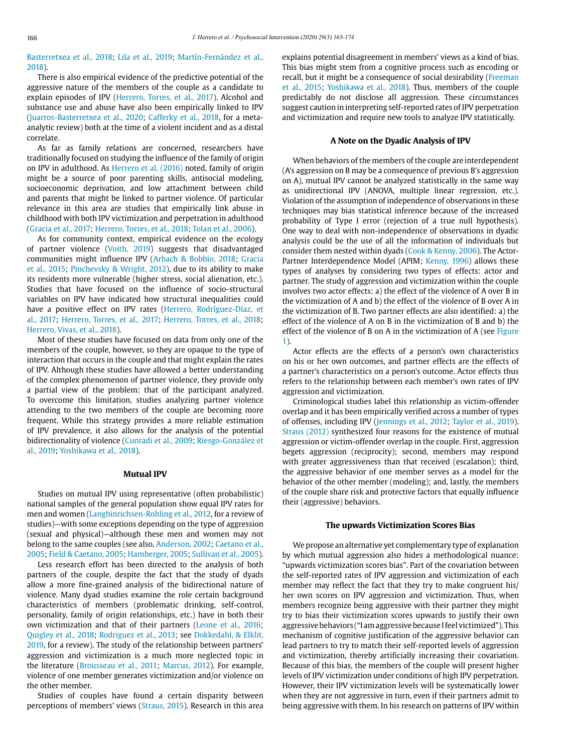Basterretxea et al., 2018; Lila et al., 2019; Martín-Fernández et al., 2018).

There is also empirical evidence of the predictive potential of the aggressive nature of the members of the couple as a candidate to explain episodes of IPV (Herrero, Torres, et al., 2017). Alcohol and substance use and abuse have also been empirically linked to IPV (Juarros-Basterretxea et al., 2020; Cafferky et al., 2018, for a meta-analytic review) both at the time of a violent incident and as a distal correlate.

As far as family relations are concerned, researchers have traditionally focused on studying the influence of the family of origin on IPV in adulthood. As Herrero et al. (2016) noted, family of origin might be a source of poor parenting skills, antisocial modeling, socioeconomic deprivation, and low attachment between child and parents that might be linked to partner violence. Of particular relevance in this area are studies that empirically link abuse in childhood with both IPV victimization and perpetration in adulthood (Gracia et al., 2017; Herrero, Torres, et al., 2018; Tolan et al., 2006).

As for community context, empirical evidence on the ecology of partner violence (Voith, 2019) suggests that disadvantaged communities might influence IPV (Arbach & Bobbio, 2018; Gracia et al., 2015; Pinchevsky & Wright, 2012), due to its ability to make its residents more vulnerable (higher stress, social alienation, etc.). Studies that have focused on the influence of socio-structural variables on IPV have indicated how structural inequalities could have a positive effect on IPV rates (Herrero, Rodríguez-Díaz, et al., 2017; Herrero, Torres, et al., 2017; Herrero, Torres, et al., 2018; Herrero, Vivas, et al., 2018).

Most of these studies have focused on data from only one of the members of the couple, however, so they are opaque to the type of interaction that occurs in the couple and that might explain the rates of IPV. Although these studies have allowed a better understanding of the complex phenomenon of partner violence, they provide only a partial view of the problem: that of the participant analyzed. To overcome this limitation, studies analyzing partner violence attending to the two members of the couple are becoming more frequent. While this strategy provides a more reliable estimation of IPV prevalence, it also allows for the analysis of the potential bidirectionality of violence (Cunradi et al., 2009; Riesgo-González et al., 2019; Yoshikawa et al., 2018).

## Mutual IPV

Studies on mutual IPV using representative (often probabilistic) national samples of the general population show equal IPV rates for men and women (Langhinrichsen-Rohling et al., 2012, for a review of studies)—with some exceptions depending on the type of aggression (sexual and physical)—although these men and women may not belong to the same couples (see also, Anderson, 2002; Caetano et al., 2005; Field & Caetano, 2005; Hamberger, 2005; Sullivan et al., 2005).

Less research effort has been directed to the analysis of both partners of the couple, despite the fact that the study of dyads allow a more fine-grained analysis of the bidirectional nature of violence. Many dyad studies examine the role certain background characteristics of members (problematic drinking, self-control, personality, family of origin relationships, etc.) have in both their own victimization and that of their partners (Leone et al., 2016; Quigley et al., 2018; Rodriguez et al., 2013; see Dokkedahl, & Elklit, 2019, for a review). The study of the relationship between partners' aggression and victimization is a much more neglected topic in the literature (Brousseau et al., 2011; Marcus, 2012). For example, violence of one member generates victimization and/or violence on the other member.

Studies of couples have found a certain disparity between perceptions of members' views (Straus, 2015). Research in this area explains potential disagreement in members' views as a kind of bias. This bias might stem from a cognitive process such as encoding or recall, but it might be a consequence of social desirability (Freeman et al., 2015; Yoshikawa et al., 2018). Thus, members of the couple predictably do not disclose all aggression. These circumstances suggest caution in interpreting self-reported rates of IPV perpetration and victimization and require new tools to analyze IPV statistically.

## A Note on the Dyadic Analysis of IPV

When behaviors of the members of the couple are interdependent (A's aggression on B may be a consequence of previous B's aggression on A), mutual IPV cannot be analyzed statistically in the same way as unidirectional IPV (ANOVA, multiple linear regression, etc.). Violation of the assumption of independence of observations in these techniques may bias statistical inference because of the increased probability of Type I error (rejection of a true null hypothesis). One way to deal with non-independence of observations in dyadic analysis could be the use of all the information of individuals but consider them nested within dyads (Cook & Kenny, 2006). The Actor-Partner Interdependence Model (APIM; Kenny, 1996) allows these types of analyses by considering two types of effects: actor and partner. The study of aggression and victimization within the couple involves two actor effects: a) the effect of the violence of A over B in the victimization of A and b) the effect of the violence of B over A in the victimization of B. Two partner effects are also identified: a) the effect of the violence of A on B in the victimization of B and b) the effect of the violence of B on A in the victimization of A (see Figure 1).

Actor effects are the effects of a person's own characteristics on his or her own outcomes, and partner effects are the effects of a partner's characteristics on a person's outcome. Actor effects thus refers to the relationship between each member's own rates of IPV aggression and victimization.

Criminological studies label this relationship as victim-offender overlap and it has been empirically verified across a number of types of offenses, including IPV (Jennings et al., 2012; Taylor et al., 2019). Straus (2012) synthesized four reasons for the existence of mutual aggression or victim-offender overlap in the couple. First, aggression begets aggression (reciprocity); second, members may respond with greater aggressiveness than that received (escalation); third, the aggressive behavior of one member serves as a model for the behavior of the other member (modeling); and, lastly, the members of the couple share risk and protective factors that equally influence their (aggressive) behaviors.

## The upwards Victimization Scores Bias

We propose an alternative yet complementary type of explanation by which mutual aggression also hides a methodological nuance: "upwards victimization scores bias". Part of the covariation between the self-reported rates of IPV aggression and victimization of each member may reflect the fact that they try to make congruent his/her own scores on IPV aggression and victimization. Thus, when members recognize being aggressive with their partner they might try to bias their victimization scores upwards to justify their own aggressive behaviors ("I am aggressive because I feel victimized"). This mechanism of cognitive justification of the aggressive behavior can lead partners to try to match their self-reported levels of aggression and victimization, thereby artificially increasing their covariation. Because of this bias, the members of the couple will present higher levels of IPV victimization under conditions of high IPV perpetration. However, their IPV victimization levels will be systematically lower when they are not aggressive in turn, even if their partners admit to being aggressive with them. In his research on patterns of IPV within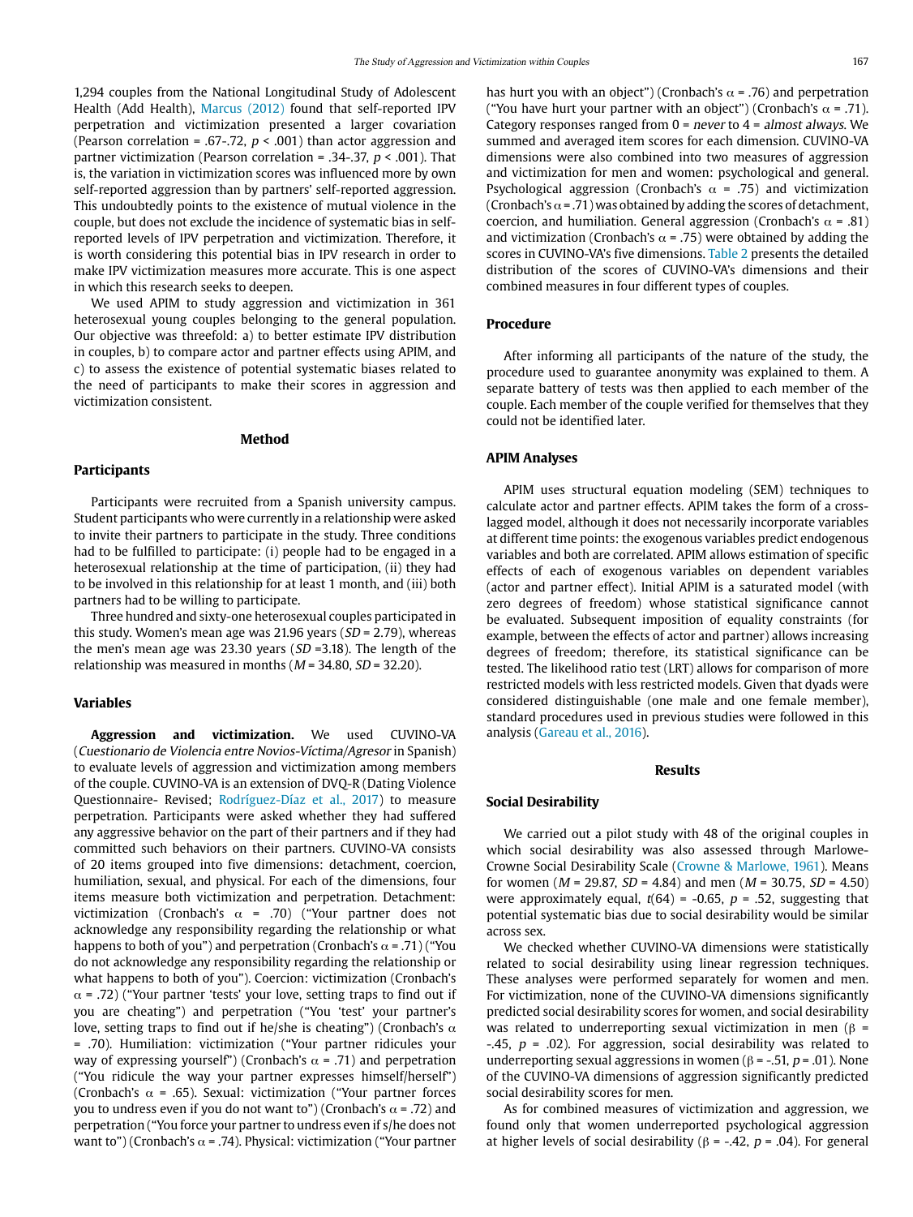1,294 couples from the National Longitudinal Study of Adolescent Health (Add Health), Marcus (2012) found that self-reported IPV perpetration and victimization presented a larger covariation (Pearson correlation = .67-.72, $p < .001$) than actor aggression and partner victimization (Pearson correlation = .34-.37, $p < .001$). That is, the variation in victimization scores was influenced more by own self-reported aggression than by partners' self-reported aggression. This undoubtedly points to the existence of mutual violence in the couple, but does not exclude the incidence of systematic bias in self-reported levels of IPV perpetration and victimization. Therefore, it is worth considering this potential bias in IPV research in order to make IPV victimization measures more accurate. This is one aspect in which this research seeks to deepen.

We used APIM to study aggression and victimization in 361 heterosexual young couples belonging to the general population. Our objective was threefold: a) to better estimate IPV distribution in couples, b) to compare actor and partner effects using APIM, and c) to assess the existence of potential systematic biases related to the need of participants to make their scores in aggression and victimization consistent.

## Method

### Participants

Participants were recruited from a Spanish university campus. Student participants who were currently in a relationship were asked to invite their partners to participate in the study. Three conditions had to be fulfilled to participate: (i) people had to be engaged in a heterosexual relationship at the time of participation, (ii) they had to be involved in this relationship for at least 1 month, and (iii) both partners had to be willing to participate.

Three hundred and sixty-one heterosexual couples participated in this study. Women's mean age was 21.96 years ($SD$ = 2.79), whereas the men's mean age was 23.30 years ($SD$ =3.18). The length of the relationship was measured in months ($M$ = 34.80, $SD$ = 32.20).

### Variables

**Aggression and victimization.** We used CUVINO-VA (*Cuestionario de Violencia entre Novios-Víctima/Agresor* in Spanish) to evaluate levels of aggression and victimization among members of the couple. CUVINO-VA is an extension of DVQ-R (Dating Violence Questionnaire- Revised; Rodríguez-Díaz et al., 2017) to measure perpetration. Participants were asked whether they had suffered any aggressive behavior on the part of their partners and if they had committed such behaviors on their partners. CUVINO-VA consists of 20 items grouped into five dimensions: detachment, coercion, humiliation, sexual, and physical. For each of the dimensions, four items measure both victimization and perpetration. Detachment: victimization (Cronbach's $\alpha$ = .70) ("Your partner does not acknowledge any responsibility regarding the relationship or what happens to both of you") and perpetration (Cronbach's $\alpha$ = .71) ("You do not acknowledge any responsibility regarding the relationship or what happens to both of you"). Coercion: victimization (Cronbach's $\alpha$ = .72) ("Your partner 'tests' your love, setting traps to find out if you are cheating") and perpetration ("You 'test' your partner's love, setting traps to find out if he/she is cheating") (Cronbach's $\alpha$ = .70). Humiliation: victimization ("Your partner ridicules your way of expressing yourself") (Cronbach's $\alpha$ = .71) and perpetration ("You ridicule the way your partner expresses himself/herself") (Cronbach's $\alpha$ = .65). Sexual: victimization ("Your partner forces you to undress even if you do not want to") (Cronbach's $\alpha$ = .72) and perpetration ("You force your partner to undress even if s/he does not want to") (Cronbach's $\alpha$ = .74). Physical: victimization ("Your partner has hurt you with an object") (Cronbach's $\alpha$ = .76) and perpetration ("You have hurt your partner with an object") (Cronbach's $\alpha$ = .71). Category responses ranged from 0 = *never* to 4 = *almost always*. We summed and averaged item scores for each dimension. CUVINO-VA dimensions were also combined into two measures of aggression and victimization for men and women: psychological and general. Psychological aggression (Cronbach's $\alpha$ = .75) and victimization (Cronbach's $\alpha$ = .71) was obtained by adding the scores of detachment, coercion, and humiliation. General aggression (Cronbach's $\alpha$ = .81) and victimization (Cronbach's $\alpha$ = .75) were obtained by adding the scores in CUVINO-VA's five dimensions. Table 2 presents the detailed distribution of the scores of CUVINO-VA's dimensions and their combined measures in four different types of couples.

### Procedure

After informing all participants of the nature of the study, the procedure used to guarantee anonymity was explained to them. A separate battery of tests was then applied to each member of the couple. Each member of the couple verified for themselves that they could not be identified later.

### APIM Analyses

APIM uses structural equation modeling (SEM) techniques to calculate actor and partner effects. APIM takes the form of a cross-lagged model, although it does not necessarily incorporate variables at different time points: the exogenous variables predict endogenous variables and both are correlated. APIM allows estimation of specific effects of each of exogenous variables on dependent variables (actor and partner effect). Initial APIM is a saturated model (with zero degrees of freedom) whose statistical significance cannot be evaluated. Subsequent imposition of equality constraints (for example, between the effects of actor and partner) allows increasing degrees of freedom; therefore, its statistical significance can be tested. The likelihood ratio test (LRT) allows for comparison of more restricted models with less restricted models. Given that dyads were considered distinguishable (one male and one female member), standard procedures used in previous studies were followed in this analysis (Gareau et al., 2016).

## Results

### Social Desirability

We carried out a pilot study with 48 of the original couples in which social desirability was also assessed through Marlowe-Crowne Social Desirability Scale (Crowne & Marlowe, 1961). Means for women ($M$ = 29.87, $SD$ = 4.84) and men ($M$ = 30.75, $SD$ = 4.50) were approximately equal, $t(64)$ = -0.65, $p$ = .52, suggesting that potential systematic bias due to social desirability would be similar across sex.

We checked whether CUVINO-VA dimensions were statistically related to social desirability using linear regression techniques. These analyses were performed separately for women and men. For victimization, none of the CUVINO-VA dimensions significantly predicted social desirability scores for women, and social desirability was related to underreporting sexual victimization in men ($\beta$ = -.45, $p$ = .02). For aggression, social desirability was related to underreporting sexual aggressions in women ($\beta$ = -.51, $p$ = .01). None of the CUVINO-VA dimensions of aggression significantly predicted social desirability scores for men.

As for combined measures of victimization and aggression, we found only that women underreported psychological aggression at higher levels of social desirability ($\beta$ = -.42, $p$ = .04). For general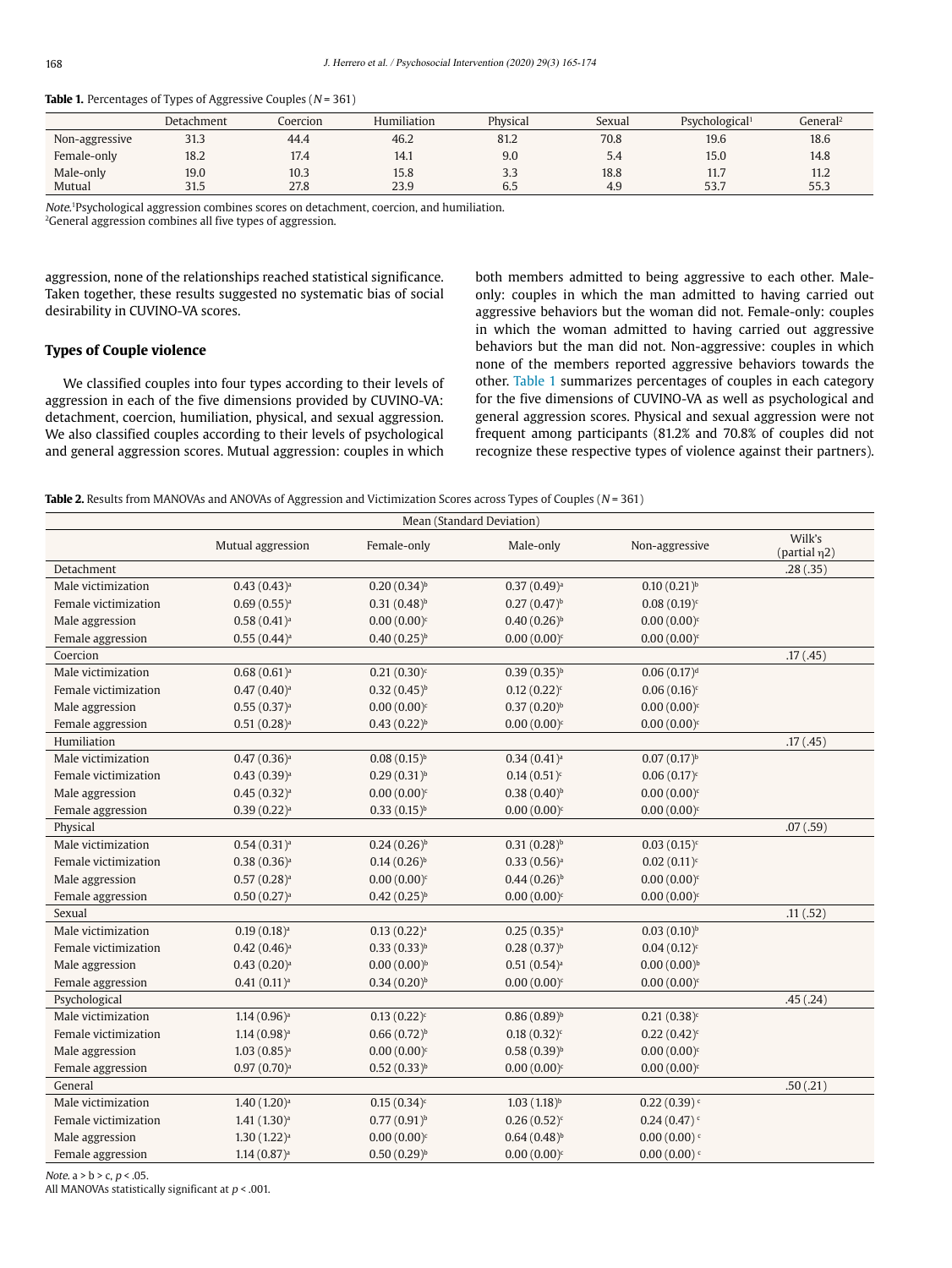**Table 1.** Percentages of Types of Aggressive Couples (*N* = 361)

| | Detachment | Coercion | Humiliation | Physical | Sexual | Psychological[1] | General[2] |
|---|---|---|---|---|---|---|---|
| Non-aggressive | 31.3 | 44.4 | 46.2 | 81.2 | 70.8 | 19.6 | 18.6 |
| Female-only | 18.2 | 17.4 | 14.1 | 9.0 | 5.4 | 15.0 | 14.8 |
| Male-only | 19.0 | 10.3 | 15.8 | 3.3 | 18.8 | 11.7 | 11.2 |
| Mutual | 31.5 | 27.8 | 23.9 | 6.5 | 4.9 | 53.7 | 55.3 |

*Note.*[1]Psychological aggression combines scores on detachment, coercion, and humiliation.
[2]General aggression combines all five types of aggression.

aggression, none of the relationships reached statistical significance. Taken together, these results suggested no systematic bias of social desirability in CUVINO-VA scores.

## Types of Couple violence

We classified couples into four types according to their levels of aggression in each of the five dimensions provided by CUVINO-VA: detachment, coercion, humiliation, physical, and sexual aggression. We also classified couples according to their levels of psychological and general aggression scores. Mutual aggression: couples in which both members admitted to being aggressive to each other. Male-only: couples in which the man admitted to having carried out aggressive behaviors but the woman did not. Female-only: couples in which the woman admitted to having carried out aggressive behaviors but the man did not. Non-aggressive: couples in which none of the members reported aggressive behaviors towards the other. Table 1 summarizes percentages of couples in each category for the five dimensions of CUVINO-VA as well as psychological and general aggression scores. Physical and sexual aggression were not frequent among participants (81.2% and 70.8% of couples did not recognize these respective types of violence against their partners).

**Table 2.** Results from MANOVAs and ANOVAs of Aggression and Victimization Scores across Types of Couples (*N* = 361)

| | Mean (Standard Deviation) | | | | |
|---|---|---|---|---|---|
| | Mutual aggression | Female-only | Male-only | Non-aggressive | Wilk's (partial η2) |
| Detachment | | | | | .28 (.35) |
| Male victimization | 0.43 (0.43)[a] | 0.20 (0.34)[b] | 0.37 (0.49)[a] | 0.10 (0.21)[b] | |
| Female victimization | 0.69 (0.55)[a] | 0.31 (0.48)[b] | 0.27 (0.47)[b] | 0.08 (0.19)[c] | |
| Male aggression | 0.58 (0.41)[a] | 0.00 (0.00)[c] | 0.40 (0.26)[b] | 0.00 (0.00)[c] | |
| Female aggression | 0.55 (0.44)[a] | 0.40 (0.25)[b] | 0.00 (0.00)[c] | 0.00 (0.00)[c] | |
| Coercion | | | | | .17 (.45) |
| Male victimization | 0.68 (0.61)[a] | 0.21 (0.30)[c] | 0.39 (0.35)[b] | 0.06 (0.17)[d] | |
| Female victimization | 0.47 (0.40)[a] | 0.32 (0.45)[b] | 0.12 (0.22)[c] | 0.06 (0.16)[c] | |
| Male aggression | 0.55 (0.37)[a] | 0.00 (0.00)[c] | 0.37 (0.20)[b] | 0.00 (0.00)[c] | |
| Female aggression | 0.51 (0.28)[a] | 0.43 (0.22)[b] | 0.00 (0.00)[c] | 0.00 (0.00)[c] | |
| Humiliation | | | | | .17 (.45) |
| Male victimization | 0.47 (0.36)[a] | 0.08 (0.15)[b] | 0.34 (0.41)[a] | 0.07 (0.17)[b] | |
| Female victimization | 0.43 (0.39)[a] | 0.29 (0.31)[b] | 0.14 (0.51)[c] | 0.06 (0.17)[c] | |
| Male aggression | 0.45 (0.32)[a] | 0.00 (0.00)[c] | 0.38 (0.40)[b] | 0.00 (0.00)[c] | |
| Female aggression | 0.39 (0.22)[a] | 0.33 (0.15)[b] | 0.00 (0.00)[c] | 0.00 (0.00)[c] | |
| Physical | | | | | .07 (.59) |
| Male victimization | 0.54 (0.31)[a] | 0.24 (0.26)[b] | 0.31 (0.28)[b] | 0.03 (0.15)[c] | |
| Female victimization | 0.38 (0.36)[a] | 0.14 (0.26)[b] | 0.33 (0.56)[a] | 0.02 (0.11)[c] | |
| Male aggression | 0.57 (0.28)[a] | 0.00 (0.00)[c] | 0.44 (0.26)[b] | 0.00 (0.00)[c] | |
| Female aggression | 0.50 (0.27)[a] | 0.42 (0.25)[b] | 0.00 (0.00)[c] | 0.00 (0.00)[c] | |
| Sexual | | | | | .11 (.52) |
| Male victimization | 0.19 (0.18)[a] | 0.13 (0.22)[a] | 0.25 (0.35)[a] | 0.03 (0.10)[b] | |
| Female victimization | 0.42 (0.46)[a] | 0.33 (0.33)[b] | 0.28 (0.37)[b] | 0.04 (0.12)[c] | |
| Male aggression | 0.43 (0.20)[a] | 0.00 (0.00)[b] | 0.51 (0.54)[a] | 0.00 (0.00)[b] | |
| Female aggression | 0.41 (0.11)[a] | 0.34 (0.20)[b] | 0.00 (0.00)[c] | 0.00 (0.00)[c] | |
| Psychological | | | | | .45 (.24) |
| Male victimization | 1.14 (0.96)[a] | 0.13 (0.22)[c] | 0.86 (0.89)[b] | 0.21 (0.38)[c] | |
| Female victimization | 1.14 (0.98)[a] | 0.66 (0.72)[b] | 0.18 (0.32)[c] | 0.22 (0.42)[c] | |
| Male aggression | 1.03 (0.85)[a] | 0.00 (0.00)[c] | 0.58 (0.39)[b] | 0.00 (0.00)[c] | |
| Female aggression | 0.97 (0.70)[a] | 0.52 (0.33)[b] | 0.00 (0.00)[c] | 0.00 (0.00)[c] | |
| General | | | | | .50 (.21) |
| Male victimization | 1.40 (1.20)[a] | 0.15 (0.34)[c] | 1.03 (1.18)[b] | 0.22 (0.39)[c] | |
| Female victimization | 1.41 (1.30)[a] | 0.77 (0.91)[b] | 0.26 (0.52)[c] | 0.24 (0.47)[c] | |
| Male aggression | 1.30 (1.22)[a] | 0.00 (0.00)[c] | 0.64 (0.48)[b] | 0.00 (0.00)[c] | |
| Female aggression | 1.14 (0.87)[a] | 0.50 (0.29)[b] | 0.00 (0.00)[c] | 0.00 (0.00)[c] | |

*Note.* a > b > c, $p < .05$.
All MANOVAs statistically significant at $p < .001$.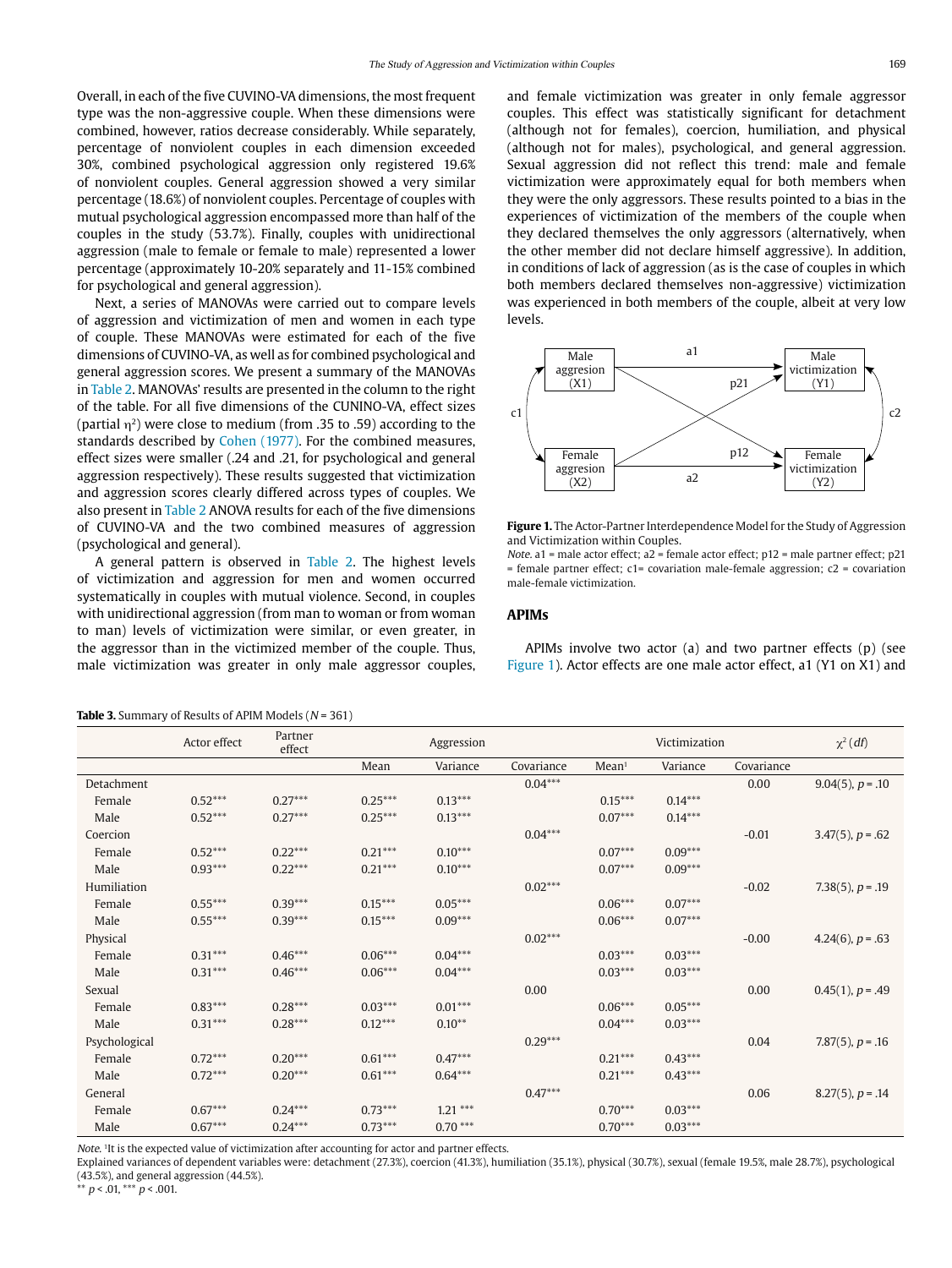Overall, in each of the five CUVINO-VA dimensions, the most frequent type was the non-aggressive couple. When these dimensions were combined, however, ratios decrease considerably. While separately, percentage of nonviolent couples in each dimension exceeded 30%, combined psychological aggression only registered 19.6% of nonviolent couples. General aggression showed a very similar percentage (18.6%) of nonviolent couples. Percentage of couples with mutual psychological aggression encompassed more than half of the couples in the study (53.7%). Finally, couples with unidirectional aggression (male to female or female to male) represented a lower percentage (approximately 10-20% separately and 11-15% combined for psychological and general aggression).

Next, a series of MANOVAs were carried out to compare levels of aggression and victimization of men and women in each type of couple. These MANOVAs were estimated for each of the five dimensions of CUVINO-VA, as well as for combined psychological and general aggression scores. We present a summary of the MANOVAs in Table 2. MANOVAs' results are presented in the column to the right of the table. For all five dimensions of the CUNINO-VA, effect sizes (partial $\eta^2$) were close to medium (from .35 to .59) according to the standards described by Cohen (1977). For the combined measures, effect sizes were smaller (.24 and .21, for psychological and general aggression respectively). These results suggested that victimization and aggression scores clearly differed across types of couples. We also present in Table 2 ANOVA results for each of the five dimensions of CUVINO-VA and the two combined measures of aggression (psychological and general).

A general pattern is observed in Table 2. The highest levels of victimization and aggression for men and women occurred systematically in couples with mutual violence. Second, in couples with unidirectional aggression (from man to woman or from woman to man) levels of victimization were similar, or even greater, in the aggressor than in the victimized member of the couple. Thus, male victimization was greater in only male aggressor couples, and female victimization was greater in only female aggressor couples. This effect was statistically significant for detachment (although not for females), coercion, humiliation, and physical (although not for males), psychological, and general aggression. Sexual aggression did not reflect this trend: male and female victimization were approximately equal for both members when they were the only aggressors. These results pointed to a bias in the experiences of victimization of the members of the couple when they declared themselves the only aggressors (alternatively, when the other member did not declare himself aggressive). In addition, in conditions of lack of aggression (as is the case of couples in which both members declared themselves non-aggressive) victimization was experienced in both members of the couple, albeit at very low levels.

**Figure 1.** The Actor-Partner Interdependence Model for the Study of Aggression and Victimization within Couples.
*Note.* a1 = male actor effect; a2 = female actor effect; p12 = male partner effect; p21 = female partner effect; c1= covariation male-female aggression; c2 = covariation male-female victimization.

## APIMs

APIMs involve two actor (a) and two partner effects (p) (see Figure 1). Actor effects are one male actor effect, a1 (Y1 on X1) and

**Table 3.** Summary of Results of APIM Models (*N* = 361)

| | Actor effect | Partner effect | Aggression | | | Victimization | | | $\chi^2$ (*df*) |
|---|---|---|---|---|---|---|---|---|---|
| | | | Mean | Variance | Covariance | Mean[1] | Variance | Covariance | |
| Detachment | | | | | 0.04*** | | | 0.00 | 9.04(5), *p* = .10 |
| Female | 0.52*** | 0.27*** | 0.25*** | 0.13*** | | 0.15*** | 0.14*** | | |
| Male | 0.52*** | 0.27*** | 0.25*** | 0.13*** | | 0.07*** | 0.14*** | | |
| Coercion | | | | | 0.04*** | | | -0.01 | 3.47(5), *p* = .62 |
| Female | 0.52*** | 0.22*** | 0.21*** | 0.10*** | | 0.07*** | 0.09*** | | |
| Male | 0.93*** | 0.22*** | 0.21*** | 0.10*** | | 0.07*** | 0.09*** | | |
| Humiliation | | | | | 0.02*** | | | -0.02 | 7.38(5), *p* = .19 |
| Female | 0.55*** | 0.39*** | 0.15*** | 0.05*** | | 0.06*** | 0.07*** | | |
| Male | 0.55*** | 0.39*** | 0.15*** | 0.09*** | | 0.06*** | 0.07*** | | |
| Physical | | | | | 0.02*** | | | -0.00 | 4.24(6), *p* = .63 |
| Female | 0.31*** | 0.46*** | 0.06*** | 0.04*** | | 0.03*** | 0.03*** | | |
| Male | 0.31*** | 0.46*** | 0.06*** | 0.04*** | | 0.03*** | 0.03*** | | |
| Sexual | | | | | 0.00 | | | 0.00 | 0.45(1), *p* = .49 |
| Female | 0.83*** | 0.28*** | 0.03*** | 0.01*** | | 0.06*** | 0.05*** | | |
| Male | 0.31*** | 0.28*** | 0.12*** | 0.10** | | 0.04*** | 0.03*** | | |
| Psychological | | | | | 0.29*** | | | 0.04 | 7.87(5), *p* = .16 |
| Female | 0.72*** | 0.20*** | 0.61*** | 0.47*** | | 0.21*** | 0.43*** | | |
| Male | 0.72*** | 0.20*** | 0.61*** | 0.64*** | | 0.21*** | 0.43*** | | |
| General | | | | | 0.47*** | | | 0.06 | 8.27(5), *p* = .14 |
| Female | 0.67*** | 0.24*** | 0.73*** | 1.21 *** | | 0.70*** | 0.03*** | | |
| Male | 0.67*** | 0.24*** | 0.73*** | 0.70 *** | | 0.70*** | 0.03*** | | |

*Note.* [1]It is the expected value of victimization after accounting for actor and partner effects.
Explained variances of dependent variables were: detachment (27.3%), coercion (41.3%), humiliation (35.1%), physical (30.7%), sexual (female 19.5%, male 28.7%), psychological (43.5%), and general aggression (44.5%).
** *p* < .01, *** *p* < .001.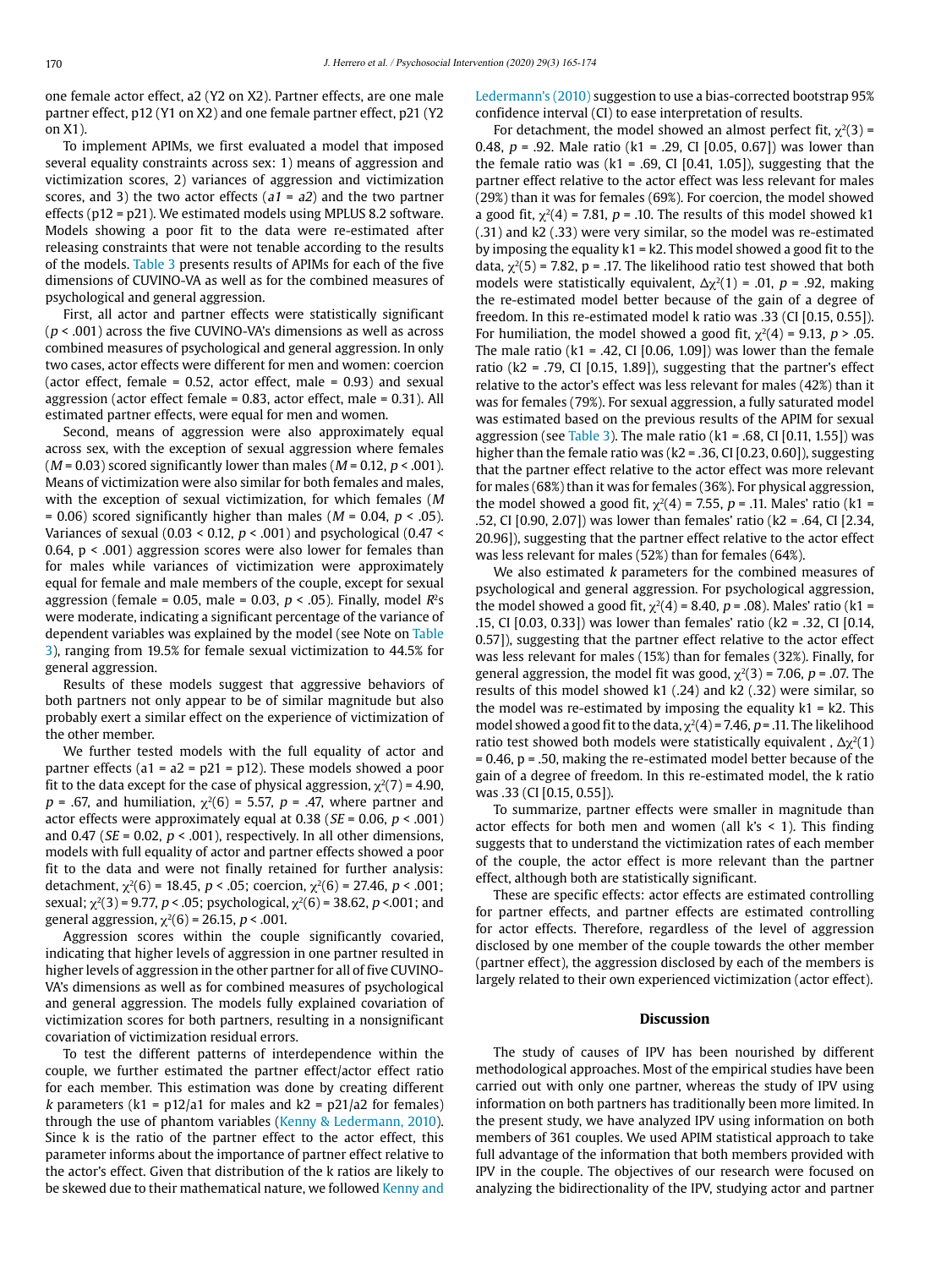one female actor effect, a2 (Y2 on X2). Partner effects, are one male partner effect, p12 (Y1 on X2) and one female partner effect, p21 (Y2 on X1).

To implement APIMs, we first evaluated a model that imposed several equality constraints across sex: 1) means of aggression and victimization scores, 2) variances of aggression and victimization scores, and 3) the two actor effects (*a1* = *a2*) and the two partner effects (p12 = p21). We estimated models using MPLUS 8.2 software. Models showing a poor fit to the data were re-estimated after releasing constraints that were not tenable according to the results of the models. Table 3 presents results of APIMs for each of the five dimensions of CUVINO-VA as well as for the combined measures of psychological and general aggression.

First, all actor and partner effects were statistically significant ($p$ < .001) across the five CUVINO-VA's dimensions as well as across combined measures of psychological and general aggression. In only two cases, actor effects were different for men and women: coercion (actor effect, female = 0.52, actor effect, male = 0.93) and sexual aggression (actor effect female = 0.83, actor effect, male = 0.31). All estimated partner effects, were equal for men and women.

Second, means of aggression were also approximately equal across sex, with the exception of sexual aggression where females ($M$ = 0.03) scored significantly lower than males ($M$ = 0.12, $p$ < .001). Means of victimization were also similar for both females and males, with the exception of sexual victimization, for which females ($M$ = 0.06) scored significantly higher than males ($M$ = 0.04, $p$ < .05). Variances of sexual (0.03 < 0.12, $p$ < .001) and psychological (0.47 < 0.64, p < .001) aggression scores were also lower for females than for males while variances of victimization were approximately equal for female and male members of the couple, except for sexual aggression (female = 0.05, male = 0.03, $p$ < .05). Finally, model $R^2$s were moderate, indicating a significant percentage of the variance of dependent variables was explained by the model (see Note on Table 3), ranging from 19.5% for female sexual victimization to 44.5% for general aggression.

Results of these models suggest that aggressive behaviors of both partners not only appear to be of similar magnitude but also probably exert a similar effect on the experience of victimization of the other member.

We further tested models with the full equality of actor and partner effects (a1 = a2 = p21 = p12). These models showed a poor fit to the data except for the case of physical aggression, $\chi^2(7)$ = 4.90, $p$ = .67, and humiliation, $\chi^2(6)$ = 5.57, $p$ = .47, where partner and actor effects were approximately equal at 0.38 ($SE$ = 0.06, $p$ < .001) and 0.47 ($SE$ = 0.02, $p$ < .001), respectively. In all other dimensions, models with full equality of actor and partner effects showed a poor fit to the data and were not finally retained for further analysis: detachment, $\chi^2(6)$ = 18.45, $p$ < .05; coercion, $\chi^2(6)$ = 27.46, $p$ < .001; sexual; $\chi^2(3)$ = 9.77, $p$ < .05; psychological, $\chi^2(6)$ = 38.62, $p$ <.001; and general aggression, $\chi^2(6)$ = 26.15, $p$ < .001.

Aggression scores within the couple significantly covaried, indicating that higher levels of aggression in one partner resulted in higher levels of aggression in the other partner for all of five CUVINO-VA's dimensions as well as for combined measures of psychological and general aggression. The models fully explained covariation of victimization scores for both partners, resulting in a nonsignificant covariation of victimization residual errors.

To test the different patterns of interdependence within the couple, we further estimated the partner effect/actor effect ratio for each member. This estimation was done by creating different $k$ parameters (k1 = p12/a1 for males and k2 = p21/a2 for females) through the use of phantom variables (Kenny & Ledermann, 2010). Since k is the ratio of the partner effect to the actor effect, this parameter informs about the importance of partner effect relative to the actor's effect. Given that distribution of the k ratios are likely to be skewed due to their mathematical nature, we followed Kenny and Ledermann's (2010) suggestion to use a bias-corrected bootstrap 95% confidence interval (CI) to ease interpretation of results.

For detachment, the model showed an almost perfect fit, $\chi^2(3)$ = 0.48, $p$ = .92. Male ratio (k1 = .29, CI [0.05, 0.67]) was lower than the female ratio was (k1 = .69, CI [0.41, 1.05]), suggesting that the partner effect relative to the actor effect was less relevant for males (29%) than it was for females (69%). For coercion, the model showed a good fit, $\chi^2(4)$ = 7.81, $p$ = .10. The results of this model showed k1 (.31) and k2 (.33) were very similar, so the model was re-estimated by imposing the equality k1 = k2. This model showed a good fit to the data, $\chi^2(5)$ = 7.82, p = .17. The likelihood ratio test showed that both models were statistically equivalent, $\Delta\chi^2(1)$ = .01, $p$ = .92, making the re-estimated model better because of the gain of a degree of freedom. In this re-estimated model k ratio was .33 (CI [0.15, 0.55]). For humiliation, the model showed a good fit, $\chi^2(4)$ = 9.13, $p$ > .05. The male ratio (k1 = .42, CI [0.06, 1.09]) was lower than the female ratio (k2 = .79, CI [0.15, 1.89]), suggesting that the partner's effect relative to the actor's effect was less relevant for males (42%) than it was for females (79%). For sexual aggression, a fully saturated model was estimated based on the previous results of the APIM for sexual aggression (see Table 3). The male ratio (k1 = .68, CI [0.11, 1.55]) was higher than the female ratio was (k2 = .36, CI [0.23, 0.60]), suggesting that the partner effect relative to the actor effect was more relevant for males (68%) than it was for females (36%). For physical aggression, the model showed a good fit, $\chi^2(4)$ = 7.55, $p$ = .11. Males' ratio (k1 = .52, CI [0.90, 2.07]) was lower than females' ratio (k2 = .64, CI [2.34, 20.96]), suggesting that the partner effect relative to the actor effect was less relevant for males (52%) than for females (64%).

We also estimated $k$ parameters for the combined measures of psychological and general aggression. For psychological aggression, the model showed a good fit, $\chi^2(4)$ = 8.40, $p$ = .08). Males' ratio (k1 = .15, CI [0.03, 0.33]) was lower than females' ratio (k2 = .32, CI [0.14, 0.57]), suggesting that the partner effect relative to the actor effect was less relevant for males (15%) than for females (32%). Finally, for general aggression, the model fit was good, $\chi^2(3)$ = 7.06, $p$ = .07. The results of this model showed k1 (.24) and k2 (.32) were similar, so the model was re-estimated by imposing the equality k1 = k2. This model showed a good fit to the data, $\chi^2(4)$ = 7.46, $p$ = .11. The likelihood ratio test showed both models were statistically equivalent , $\Delta\chi^2(1)$ = 0.46, p = .50, making the re-estimated model better because of the gain of a degree of freedom. In this re-estimated model, the k ratio was .33 (CI [0.15, 0.55]).

To summarize, partner effects were smaller in magnitude than actor effects for both men and women (all k's < 1). This finding suggests that to understand the victimization rates of each member of the couple, the actor effect is more relevant than the partner effect, although both are statistically significant.

These are specific effects: actor effects are estimated controlling for partner effects, and partner effects are estimated controlling for actor effects. Therefore, regardless of the level of aggression disclosed by one member of the couple towards the other member (partner effect), the aggression disclosed by each of the members is largely related to their own experienced victimization (actor effect).

## Discussion

The study of causes of IPV has been nourished by different methodological approaches. Most of the empirical studies have been carried out with only one partner, whereas the study of IPV using information on both partners has traditionally been more limited. In the present study, we have analyzed IPV using information on both members of 361 couples. We used APIM statistical approach to take full advantage of the information that both members provided with IPV in the couple. The objectives of our research were focused on analyzing the bidirectionality of the IPV, studying actor and partner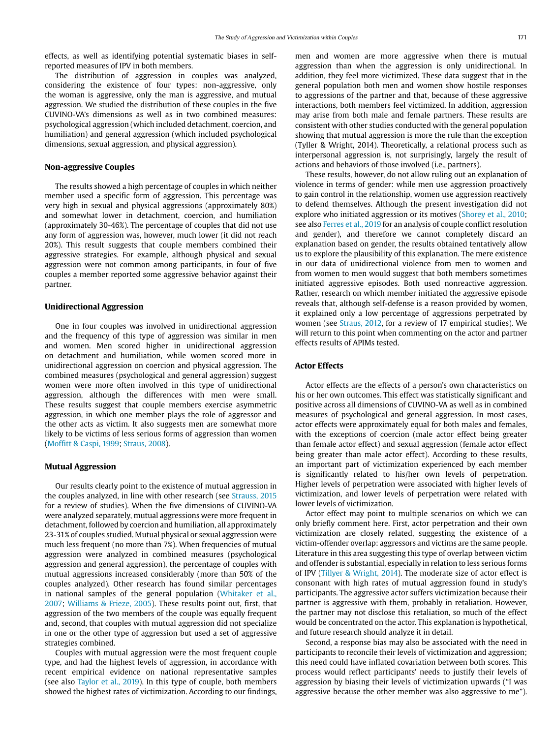effects, as well as identifying potential systematic biases in self-reported measures of IPV in both members.

The distribution of aggression in couples was analyzed, considering the existence of four types: non-aggressive, only the woman is aggressive, only the man is aggressive, and mutual aggression. We studied the distribution of these couples in the five CUVINO-VA's dimensions as well as in two combined measures: psychological aggression (which included detachment, coercion, and humiliation) and general aggression (which included psychological dimensions, sexual aggression, and physical aggression).

### Non-aggressive Couples

The results showed a high percentage of couples in which neither member used a specific form of aggression. This percentage was very high in sexual and physical aggressions (approximately 80%) and somewhat lower in detachment, coercion, and humiliation (approximately 30-46%). The percentage of couples that did not use any form of aggression was, however, much lower (it did not reach 20%). This result suggests that couple members combined their aggressive strategies. For example, although physical and sexual aggression were not common among participants, in four of five couples a member reported some aggressive behavior against their partner.

### Unidirectional Aggression

One in four couples was involved in unidirectional aggression and the frequency of this type of aggression was similar in men and women. Men scored higher in unidirectional aggression on detachment and humiliation, while women scored more in unidirectional aggression on coercion and physical aggression. The combined measures (psychological and general aggression) suggest women were more often involved in this type of unidirectional aggression, although the differences with men were small. These results suggest that couple members exercise asymmetric aggression, in which one member plays the role of aggressor and the other acts as victim. It also suggests men are somewhat more likely to be victims of less serious forms of aggression than women (Moffitt & Caspi, 1999; Straus, 2008).

### Mutual Aggression

Our results clearly point to the existence of mutual aggression in the couples analyzed, in line with other research (see Strauss, 2015 for a review of studies). When the five dimensions of CUVINO-VA were analyzed separately, mutual aggressions were more frequent in detachment, followed by coercion and humiliation, all approximately 23-31% of couples studied. Mutual physical or sexual aggression were much less frequent (no more than 7%). When frequencies of mutual aggression were analyzed in combined measures (psychological aggression and general aggression), the percentage of couples with mutual aggressions increased considerably (more than 50% of the couples analyzed). Other research has found similar percentages in national samples of the general population (Whitaker et al., 2007; Williams & Frieze, 2005). These results point out, first, that aggression of the two members of the couple was equally frequent and, second, that couples with mutual aggression did not specialize in one or the other type of aggression but used a set of aggressive strategies combined.

Couples with mutual aggression were the most frequent couple type, and had the highest levels of aggression, in accordance with recent empirical evidence on national representative samples (see also Taylor et al., 2019). In this type of couple, both members showed the highest rates of victimization. According to our findings, men and women are more aggressive when there is mutual aggression than when the aggression is only unidirectional. In addition, they feel more victimized. These data suggest that in the general population both men and women show hostile responses to aggressions of the partner and that, because of these aggressive interactions, both members feel victimized. In addition, aggression may arise from both male and female partners. These results are consistent with other studies conducted with the general population showing that mutual aggression is more the rule than the exception (Tyller & Wright, 2014). Theoretically, a relational process such as interpersonal aggression is, not surprisingly, largely the result of actions and behaviors of those involved (i.e., partners).

These results, however, do not allow ruling out an explanation of violence in terms of gender: while men use aggression proactively to gain control in the relationship, women use aggression reactively to defend themselves. Although the present investigation did not explore who initiated aggression or its motives (Shorey et al., 2010; see also Ferres et al., 2019 for an analysis of couple conflict resolution and gender), and therefore we cannot completely discard an explanation based on gender, the results obtained tentatively allow us to explore the plausibility of this explanation. The mere existence in our data of unidirectional violence from men to women and from women to men would suggest that both members sometimes initiated aggressive episodes. Both used nonreactive aggression. Rather, research on which member initiated the aggressive episode reveals that, although self-defense is a reason provided by women, it explained only a low percentage of aggressions perpetrated by women (see Straus, 2012, for a review of 17 empirical studies). We will return to this point when commenting on the actor and partner effects results of APIMs tested.

### Actor Effects

Actor effects are the effects of a person's own characteristics on his or her own outcomes. This effect was statistically significant and positive across all dimensions of CUVINO-VA as well as in combined measures of psychological and general aggression. In most cases, actor effects were approximately equal for both males and females, with the exceptions of coercion (male actor effect being greater than female actor effect) and sexual aggression (female actor effect being greater than male actor effect). According to these results, an important part of victimization experienced by each member is significantly related to his/her own levels of perpetration. Higher levels of perpetration were associated with higher levels of victimization, and lower levels of perpetration were related with lower levels of victimization.

Actor effect may point to multiple scenarios on which we can only briefly comment here. First, actor perpetration and their own victimization are closely related, suggesting the existence of a victim-offender overlap: aggressors and victims are the same people. Literature in this area suggesting this type of overlap between victim and offender is substantial, especially in relation to less serious forms of IPV (Tillyer & Wright, 2014). The moderate size of actor effect is consonant with high rates of mutual aggression found in study's participants. The aggressive actor suffers victimization because their partner is aggressive with them, probably in retaliation. However, the partner may not disclose this retaliation, so much of the effect would be concentrated on the actor. This explanation is hypothetical, and future research should analyze it in detail.

Second, a response bias may also be associated with the need in participants to reconcile their levels of victimization and aggression; this need could have inflated covariation between both scores. This process would reflect participants' needs to justify their levels of aggression by biasing their levels of victimization upwards ("I was aggressive because the other member was also aggressive to me").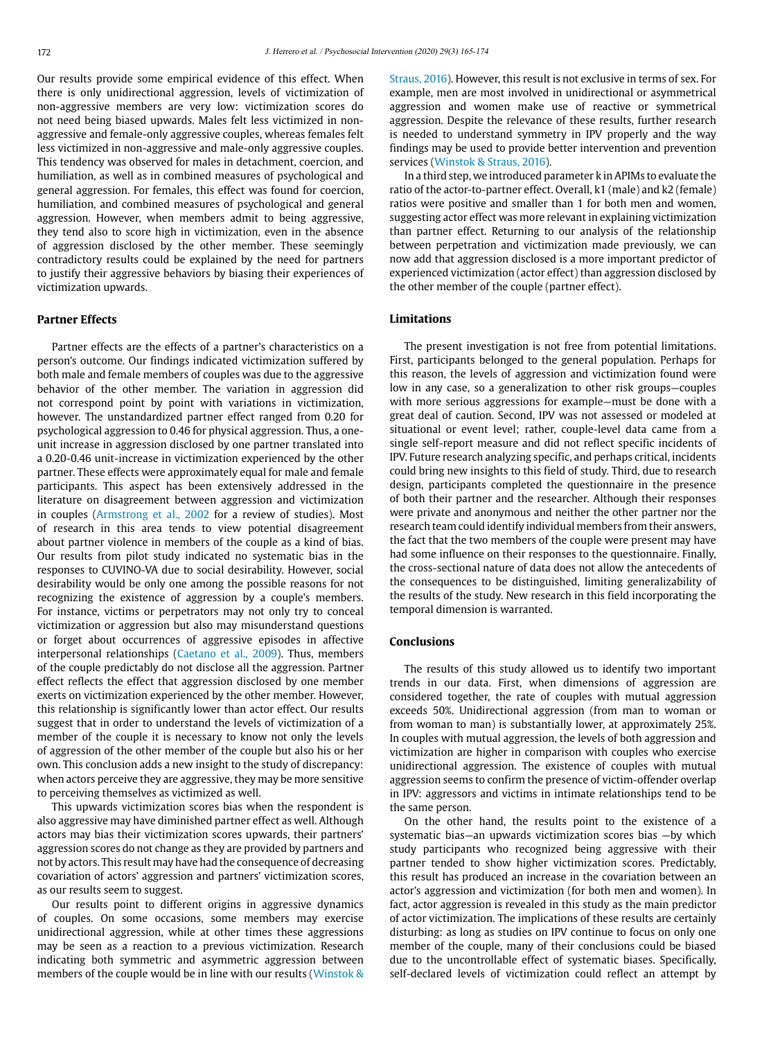Our results provide some empirical evidence of this effect. When there is only unidirectional aggression, levels of victimization of non-aggressive members are very low: victimization scores do not need being biased upwards. Males felt less victimized in non-aggressive and female-only aggressive couples, whereas females felt less victimized in non-aggressive and male-only aggressive couples. This tendency was observed for males in detachment, coercion, and humiliation, as well as in combined measures of psychological and general aggression. For females, this effect was found for coercion, humiliation, and combined measures of psychological and general aggression. However, when members admit to being aggressive, they tend also to score high in victimization, even in the absence of aggression disclosed by the other member. These seemingly contradictory results could be explained by the need for partners to justify their aggressive behaviors by biasing their experiences of victimization upwards.

## Partner Effects

Partner effects are the effects of a partner's characteristics on a person's outcome. Our findings indicated victimization suffered by both male and female members of couples was due to the aggressive behavior of the other member. The variation in aggression did not correspond point by point with variations in victimization, however. The unstandardized partner effect ranged from 0.20 for psychological aggression to 0.46 for physical aggression. Thus, a one-unit increase in aggression disclosed by one partner translated into a 0.20-0.46 unit-increase in victimization experienced by the other partner. These effects were approximately equal for male and female participants. This aspect has been extensively addressed in the literature on disagreement between aggression and victimization in couples (Armstrong et al., 2002 for a review of studies). Most of research in this area tends to view potential disagreement about partner violence in members of the couple as a kind of bias. Our results from pilot study indicated no systematic bias in the responses to CUVINO-VA due to social desirability. However, social desirability would be only one among the possible reasons for not recognizing the existence of aggression by a couple's members. For instance, victims or perpetrators may not only try to conceal victimization or aggression but also may misunderstand questions or forget about occurrences of aggressive episodes in affective interpersonal relationships (Caetano et al., 2009). Thus, members of the couple predictably do not disclose all the aggression. Partner effect reflects the effect that aggression disclosed by one member exerts on victimization experienced by the other member. However, this relationship is significantly lower than actor effect. Our results suggest that in order to understand the levels of victimization of a member of the couple it is necessary to know not only the levels of aggression of the other member of the couple but also his or her own. This conclusion adds a new insight to the study of discrepancy: when actors perceive they are aggressive, they may be more sensitive to perceiving themselves as victimized as well.

This upwards victimization scores bias when the respondent is also aggressive may have diminished partner effect as well. Although actors may bias their victimization scores upwards, their partners' aggression scores do not change as they are provided by partners and not by actors. This result may have had the consequence of decreasing covariation of actors' aggression and partners' victimization scores, as our results seem to suggest.

Our results point to different origins in aggressive dynamics of couples. On some occasions, some members may exercise unidirectional aggression, while at other times these aggressions may be seen as a reaction to a previous victimization. Research indicating both symmetric and asymmetric aggression between members of the couple would be in line with our results (Winstok & Straus, 2016). However, this result is not exclusive in terms of sex. For example, men are most involved in unidirectional or asymmetrical aggression and women make use of reactive or symmetrical aggression. Despite the relevance of these results, further research is needed to understand symmetry in IPV properly and the way findings may be used to provide better intervention and prevention services (Winstok & Straus, 2016).

In a third step, we introduced parameter k in APIMs to evaluate the ratio of the actor-to-partner effect. Overall, k1 (male) and k2 (female) ratios were positive and smaller than 1 for both men and women, suggesting actor effect was more relevant in explaining victimization than partner effect. Returning to our analysis of the relationship between perpetration and victimization made previously, we can now add that aggression disclosed is a more important predictor of experienced victimization (actor effect) than aggression disclosed by the other member of the couple (partner effect).

## Limitations

The present investigation is not free from potential limitations. First, participants belonged to the general population. Perhaps for this reason, the levels of aggression and victimization found were low in any case, so a generalization to other risk groups—couples with more serious aggressions for example—must be done with a great deal of caution. Second, IPV was not assessed or modeled at situational or event level; rather, couple-level data came from a single self-report measure and did not reflect specific incidents of IPV. Future research analyzing specific, and perhaps critical, incidents could bring new insights to this field of study. Third, due to research design, participants completed the questionnaire in the presence of both their partner and the researcher. Although their responses were private and anonymous and neither the other partner nor the research team could identify individual members from their answers, the fact that the two members of the couple were present may have had some influence on their responses to the questionnaire. Finally, the cross-sectional nature of data does not allow the antecedents of the consequences to be distinguished, limiting generalizability of the results of the study. New research in this field incorporating the temporal dimension is warranted.

## Conclusions

The results of this study allowed us to identify two important trends in our data. First, when dimensions of aggression are considered together, the rate of couples with mutual aggression exceeds 50%. Unidirectional aggression (from man to woman or from woman to man) is substantially lower, at approximately 25%. In couples with mutual aggression, the levels of both aggression and victimization are higher in comparison with couples who exercise unidirectional aggression. The existence of couples with mutual aggression seems to confirm the presence of victim-offender overlap in IPV: aggressors and victims in intimate relationships tend to be the same person.

On the other hand, the results point to the existence of a systematic bias—an upwards victimization scores bias —by which study participants who recognized being aggressive with their partner tended to show higher victimization scores. Predictably, this result has produced an increase in the covariation between an actor's aggression and victimization (for both men and women). In fact, actor aggression is revealed in this study as the main predictor of actor victimization. The implications of these results are certainly disturbing: as long as studies on IPV continue to focus on only one member of the couple, many of their conclusions could be biased due to the uncontrollable effect of systematic biases. Specifically, self-declared levels of victimization could reflect an attempt by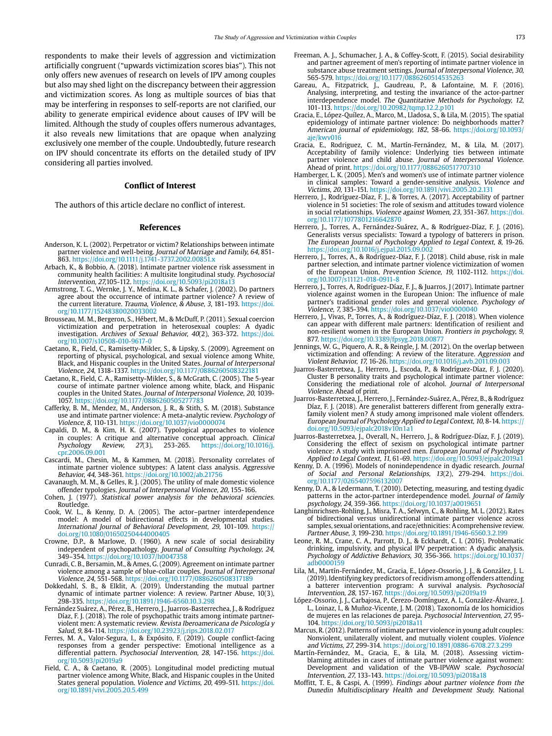respondents to make their levels of aggression and victimization artificially congruent ("upwards victimization scores bias"). This not only offers new avenues of research on levels of IPV among couples but also may shed light on the discrepancy between their aggression and victimization scores. As long as multiple sources of bias that may be interfering in responses to self-reports are not clarified, our ability to generate empirical evidence about causes of IPV will be limited. Although the study of couples offers numerous advantages, it also reveals new limitations that are opaque when analyzing exclusively one member of the couple. Undoubtedly, future research on IPV should concentrate its efforts on the detailed study of IPV considering all parties involved.

## Conflict of Interest

The authors of this article declare no conflict of interest.

## References

Anderson, K. L. (2002). Perpetrator or victim? Relationships between intimate partner violence and well-being. *Journal of Marriage and Family, 64*, 851-863. https://doi.org/10.1111/j.1741-3737.2002.00851.x

Arbach, K., & Bobbio, A. (2018). Intimate partner violence risk assessment in community health facilities: A multisite longitudinal study. *Psychosocial Intervention, 27*,105-112. https://doi.org/10.5093/pi2018a13

Armstrong, T. G., Wernke, J. Y., Medina, K. L., & Schafer, J. (2002). Do partners agree about the occurrence of intimate partner violence? A review of the current literature. *Trauma, Violence, & Abuse, 3*, 181-193. https://doi.org/10.1177/15248380020033002

Brousseau, M. M., Bergeron, S., Hébert, M., & McDuff, P. (2011). Sexual coercion victimization and perpetration in heterosexual couples: A dyadic investigation. *Archives of Sexual Behavior, 40*(2), 363-372. https://doi.org/10.1007/s10508-010-9617-0

Caetano, R., Field, C., Ramisetty-Mikler, S., & Lipsky, S. (2009). Agreement on reporting of physical, psychological, and sexual violence among White, Black, and Hispanic couples in the United States. *Journal of Interpersonal Violence, 24*, 1318-1337. https://doi.org/10.1177/0886260508322181

Caetano, R., Field, C. A., Ramisetty-Mikler, S., & McGrath, C. (2005). The 5-year course of intimate partner violence among white, black, and Hispanic couples in the United States. *Journal of Interpersonal Violence, 20*, 1039-1057. https://doi.org/10.1177/0886260505277783

Cafferky, B. M., Mendez, M., Anderson, J. R., & Stith, S. M. (2018). Substance use and intimate partner violence: A meta-analytic review. *Psychology of Violence, 8*, 110-131. https://doi.org/10.1037/vio0000074

Capaldi, D. M., & Kim, H. K. (2007). Typological approaches to violence in couples: A critique and alternative conceptual approach. *Clinical Psychology Review, 27*(3), 253-265. https://doi.org/10.1016/j.cpr.2006.09.001

Cascardi, M., Chesin, M., & Kammen, M. (2018). Personality correlates of intimate partner violence subtypes: A latent class analysis. *Aggressive Behavior, 44*, 348-361. https://doi.org/10.1002/ab.21756

Cavanaugh, M. M., & Gelles, R. J. (2005). The utility of male domestic violence offender typologies. *Journal of Interpersonal Violence, 20*, 155-166.

Cohen, J. (1977). *Statistical power analysis for the behavioral sciences*. Routledge.

Cook, W. L., & Kenny, D. A. (2005). The actor–partner interdependence model: A model of bidirectional effects in developmental studies. *International Journal of Behavioral Development, 29*, 101-109. https://doi.org/10.1080/01650250444000405

Crowne, D.P., & Marlowe, D. (1960). A new scale of social desirability independent of psychopathology. *Journal of Consulting Psychology, 24*, 349–354. https://doi.org/10.1037/h0047358

Cunradi, C. B., Bersamin, M., & Ames, G. (2009). Agreement on intimate partner violence among a sample of blue-collar couples. *Journal of Interpersonal Violence, 24*, 551-568. https://doi.org/10.1177/0886260508317189

Dokkedahl, S. B., & Elklit, A. (2019). Understanding the mutual partner dynamic of intimate partner violence: A review. Partner Abuse, 10(3), 298-335. https://doi.org/10.1891/1946-6560.10.3.298

Fernández Suárez, A., Pérez, B., Herrero, J., Juarros-Basterrechea, J., & Rodríguez Díaz, F. J. (2018). The role of psychopathic traits among intimate partner-violent men: A systematic review. *Revista Iberoamericana de Psicología y Salud, 9*, 84-114. https://doi.org/10.23923/j.rips.2018.02.017

Ferres, M. A., Valor-Segura, I., & Expósito, F. (2019). Couple conflict-facing responses from a gender perspective: Emotional intelligence as a differential pattern. *Psychosocial Intervention, 28*, 147-156. https://doi.org/10.5093/pi2019a9

Field, C. A., & Caetano, R. (2005). Longitudinal model predicting mutual partner violence among White, Black, and Hispanic couples in the United States general population. *Violence and Victims, 20*, 499-511. https://doi.org/10.1891/vivi.2005.20.5.499

Freeman, A. J., Schumacher, J. A., & Coffey-Scott, F. (2015). Social desirability and partner agreement of men's reporting of intimate partner violence in substance abuse treatment settings. *Journal of Interpersonal Violence, 30*, 565-579. https://doi.org/10.1177/0886260514535263

Gareau, A., Fitzpatrick, J., Gaudreau, P., & Lafontaine, M. F. (2016). Analysing, interpreting, and testing the invariance of the actor-partner interdependence model. *The Quantitative Methods for Psychology, 12*, 101-113. https://doi.org/10.20982/tqmp.12.2.p101

Gracia, E., López-Quílez, A., Marco, M., Lladosa, S., & Lila, M. (2015). The spatial epidemiology of intimate partner violence: Do neighborhoods matter? *American journal of epidemiology, 182*, 58-66. https://doi.org/10.1093/aje/kwv016

Gracia, E., Rodriguez, C. M., Martín-Fernández, M., & Lila, M. (2017). Acceptability of family violence: Underlying ties between intimate partner violence and child abuse. *Journal of Interpersonal Violence*. Ahead of print. https://doi.org/10.1177/0886260517707310

Hamberger, L. K. (2005). Men's and women's use of intimate partner violence in clinical samples: Toward a gender-sensitive analysis. *Violence and Victims, 20*, 131-151. https://doi.org/10.1891/vivi.2005.20.2.131

Herrero, J., Rodríguez-Díaz, F. J., & Torres, A. (2017). Acceptability of partner violence in 51 societies: The role of sexism and attitudes toward violence in social relationships. *Violence against Women, 23*, 351-367. https://doi.org/10.1177/1077801216642870

Herrero, J., Torres, A., Fernández-Suárez, A., & Rodríguez-Díaz, F. J. (2016). Generalists versus specialists: Toward a typology of batterers in prison. *The European Journal of Psychology Applied to Legal Context, 8*, 19-26. https://doi.org/10.1016/j.ejpal.2015.09.002

Herrero, J., Torres, A., & Rodríguez-Díaz, F. J. (2018). Child abuse, risk in male partner selection, and intimate partner violence victimization of women of the European Union. *Prevention Science, 19*, 1102-1112. https://doi.org/10.1007/s11121-018-0911-8

Herrero, J., Torres, A., Rodríguez-Díaz, F. J., & Juarros, J (2017). Intimate partner violence against women in the European Union: The influence of male partner's traditional gender roles and general violence. *Psychology of Violence, 7*, 385-394. https://doi.org/10.1037/vio0000040

Herrero, J., Vivas, P., & Rodríguez-Díaz, F. J. (2018). When violence can appear with different male partners: Identification of resilient and non-resilient women in the European Union. *Frontiers in psychology, 9*, 877. https://doi.org/10.3389/fpsyg.2018.00877

Jennings, W. G., Piquero, A. R., & Reingle, J. M. (2012). On the overlap between victimization and offending: A review of the literature. *Aggression and Violent Behavior, 17*, 16-26. https://doi.org/10.1016/j.avb.2011.09.003

Juarros-Basterretxea, J., Herrero, J., Escoda, P., & Rodríguez-Díaz, F. J. (2020). Cluster B personality traits and psychological intimate partner violence: Considering the mediational role of alcohol. *Journal of Interpersonal Violence*. Ahead of print.

Juarros-Basterretxea, J., Herrero, J., Fernández-Suárez, A., Pérez, B., & Rodríguez Díaz, F. J. (2018). Are generalist batterers different from generally extra-family violent men? A study among imprisoned male violent offenders. *European Journal of Psychology Applied to Legal Context, 10*, 8-14. https://doi.org/10.5093/ejpalc2018v10n1a1

Juarros-Basterretxea, J., Overall, N., Herrero, J., & Rodríguez-Díaz, F. J. (2019). Considering the effect of sexism on psychological intimate partner violence: A study with imprisoned men. *European Journal of Psychology Applied to Legal Context, 11*, 61-69. https://doi.org/10.5093/ejpalc2019a1

Kenny, D. A. (1996). Models of nonindependence in dyadic research. *Journal of Social and Personal Relationships, 13*(2), 279-294. https://doi.org/10.1177/0265407596132007

Kenny, D. A., & Ledermann, T. (2010). Detecting, measuring, and testing dyadic patterns in the actor-partner interdependence model. *Journal of family psychology, 24*, 359-366. https://doi.org/10.1037/a0019651

Langhinrichsen-Rohling, J., Misra, T. A., Selwyn, C., & Rohling, M. L. (2012). Rates of bidirectional versus unidirectional intimate partner violence across samples, sexual orientations, and race/ethnicities: A comprehensive review. *Partner Abuse, 3*, 199-230. https://doi.org/10.1891/1946-6560.3.2.199

Leone, R. M., Crane, C. A., Parrott, D. J., & Eckhardt, C. I. (2016). Problematic drinking, impulsivity, and physical IPV perpetration: A dyadic analysis. *Psychology of Addictive Behaviors, 30*, 356-366. https://doi.org/10.1037/adb0000159

Lila, M., Martín-Fernández, M., Gracia, E., López-Ossorio, J. J., & González, J. L. (2019). Identifying key predictors of recidivism among offenders attending a batterer intervention program: A survival analysis. *Psychosocial Intervention, 28*, 157-167. https://doi.org/10.5093/pi2019a19

López-Ossorio, J. J., Carbajosa, P., Cerezo-Domínguez, A. I., González-Álvarez, J. L., Loinaz, I., & Muñoz-Vicente, J. M. (2018). Taxonomía de los homicidios de mujeres en las relaciones de pareja. *Psychosocial Intervention, 27*, 95-104. https://doi.org/10.5093/pi2018a11

Marcus, R. (2012). Patterns of intimate partner violence in young adult couples: Nonviolent, unilaterally violent, and mutually violent couples. *Violence and Victims, 27*, 299-314. https://doi.org/10.1891/0886-6708.27.3.299

Martín-Fernández, M., Gracia, E., & Lila, M. (2018). Assessing victim-blaming attitudes in cases of intimate partner violence against women: Development and validation of the VB-IPVAW scale. *Psychosocial Intervention, 27*, 133-143. https://doi.org/10.5093/pi2018a18

Moffitt, T. E., & Caspi, A. (1999). *Findings about partner violence from the Dunedin Multidisciplinary Health and Development Study*. National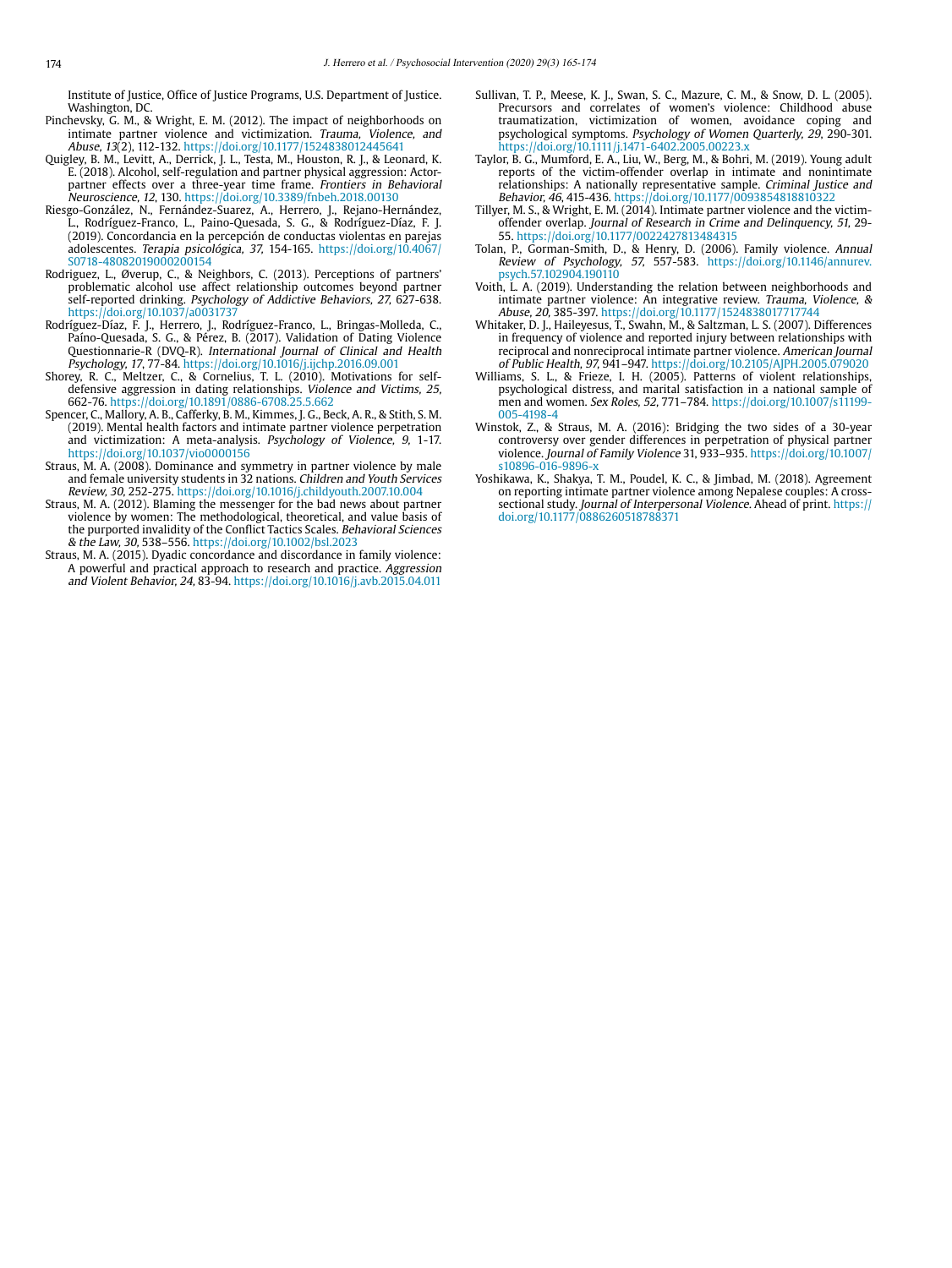Institute of Justice, Office of Justice Programs, U.S. Department of Justice. Washington, DC.

Pinchevsky, G. M., & Wright, E. M. (2012). The impact of neighborhoods on intimate partner violence and victimization. *Trauma, Violence, and Abuse, 13*(2), 112-132. https://doi.org/10.1177/1524838012445641

Quigley, B. M., Levitt, A., Derrick, J. L., Testa, M., Houston, R. J., & Leonard, K. E. (2018). Alcohol, self-regulation and partner physical aggression: Actor-partner effects over a three-year time frame. *Frontiers in Behavioral Neuroscience, 12*, 130. https://doi.org/10.3389/fnbeh.2018.00130

Riesgo-González, N., Fernández-Suarez, A., Herrero, J., Rejano-Hernández, L., Rodríguez-Franco, L., Paino-Quesada, S. G., & Rodríguez-Díaz, F. J. (2019). Concordancia en la percepción de conductas violentas en parejas adolescentes. *Terapia psicológica, 37*, 154-165. https://doi.org/10.4067/S0718-48082019000200154

Rodriguez, L., Øverup, C., & Neighbors, C. (2013). Perceptions of partners' problematic alcohol use affect relationship outcomes beyond partner self-reported drinking. *Psychology of Addictive Behaviors, 27*, 627-638. https://doi.org/10.1037/a0031737

Rodríguez-Díaz, F. J., Herrero, J., Rodríguez-Franco, L., Bringas-Molleda, C., Paíno-Quesada, S. G., & Pérez, B. (2017). Validation of Dating Violence Questionnarie-R (DVQ-R). *International Journal of Clinical and Health Psychology, 17*, 77-84. https://doi.org/10.1016/j.ijchp.2016.09.001

Shorey, R. C., Meltzer, C., & Cornelius, T. L. (2010). Motivations for self-defensive aggression in dating relationships. *Violence and Victims, 25*, 662-76. https://doi.org/10.1891/0886-6708.25.5.662

Spencer, C., Mallory, A. B., Cafferky, B. M., Kimmes, J. G., Beck, A. R., & Stith, S. M. (2019). Mental health factors and intimate partner violence perpetration and victimization: A meta-analysis. *Psychology of Violence, 9*, 1-17. https://doi.org/10.1037/vio0000156

Straus, M. A. (2008). Dominance and symmetry in partner violence by male and female university students in 32 nations. *Children and Youth Services Review, 30*, 252-275. https://doi.org/10.1016/j.childyouth.2007.10.004

Straus, M. A. (2012). Blaming the messenger for the bad news about partner violence by women: The methodological, theoretical, and value basis of the purported invalidity of the Conflict Tactics Scales. *Behavioral Sciences & the Law, 30*, 538–556. https://doi.org/10.1002/bsl.2023

Straus, M. A. (2015). Dyadic concordance and discordance in family violence: A powerful and practical approach to research and practice. *Aggression and Violent Behavior, 24*, 83-94. https://doi.org/10.1016/j.avb.2015.04.011

Sullivan, T. P., Meese, K. J., Swan, S. C., Mazure, C. M., & Snow, D. L. (2005). Precursors and correlates of women's violence: Childhood abuse traumatization, victimization of women, avoidance coping and psychological symptoms. *Psychology of Women Quarterly, 29*, 290-301. https://doi.org/10.1111/j.1471-6402.2005.00223.x

Taylor, B. G., Mumford, E. A., Liu, W., Berg, M., & Bohri, M. (2019). Young adult reports of the victim-offender overlap in intimate and nonintimate relationships: A nationally representative sample. *Criminal Justice and Behavior, 46*, 415-436. https://doi.org/10.1177/0093854818810322

Tillyer, M. S., & Wright, E. M. (2014). Intimate partner violence and the victim-offender overlap. *Journal of Research in Crime and Delinquency, 51*, 29-55. https://doi.org/10.1177/0022427813484315

Tolan, P., Gorman-Smith, D., & Henry, D. (2006). Family violence. *Annual Review of Psychology, 57*, 557-583. https://doi.org/10.1146/annurev.psych.57.102904.190110

Voith, L. A. (2019). Understanding the relation between neighborhoods and intimate partner violence: An integrative review. *Trauma, Violence, & Abuse, 20*, 385-397. https://doi.org/10.1177/1524838017717744

Whitaker, D. J., Haileyesus, T., Swahn, M., & Saltzman, L. S. (2007). Differences in frequency of violence and reported injury between relationships with reciprocal and nonreciprocal intimate partner violence. *American Journal of Public Health, 97*, 941–947. https://doi.org/10.2105/AJPH.2005.079020

Williams, S. L., & Frieze, I. H. (2005). Patterns of violent relationships, psychological distress, and marital satisfaction in a national sample of men and women. *Sex Roles, 52*, 771–784. https://doi.org/10.1007/s11199-005-4198-4

Winstok, Z., & Straus, M. A. (2016): Bridging the two sides of a 30-year controversy over gender differences in perpetration of physical partner violence. *Journal of Family Violence* 31, 933–935. https://doi.org/10.1007/s10896-016-9896-x

Yoshikawa, K., Shakya, T. M., Poudel, K. C., & Jimbad, M. (2018). Agreement on reporting intimate partner violence among Nepalese couples: A cross-sectional study. *Journal of Interpersonal Violence*. Ahead of print. https://doi.org/10.1177/0886260518788371